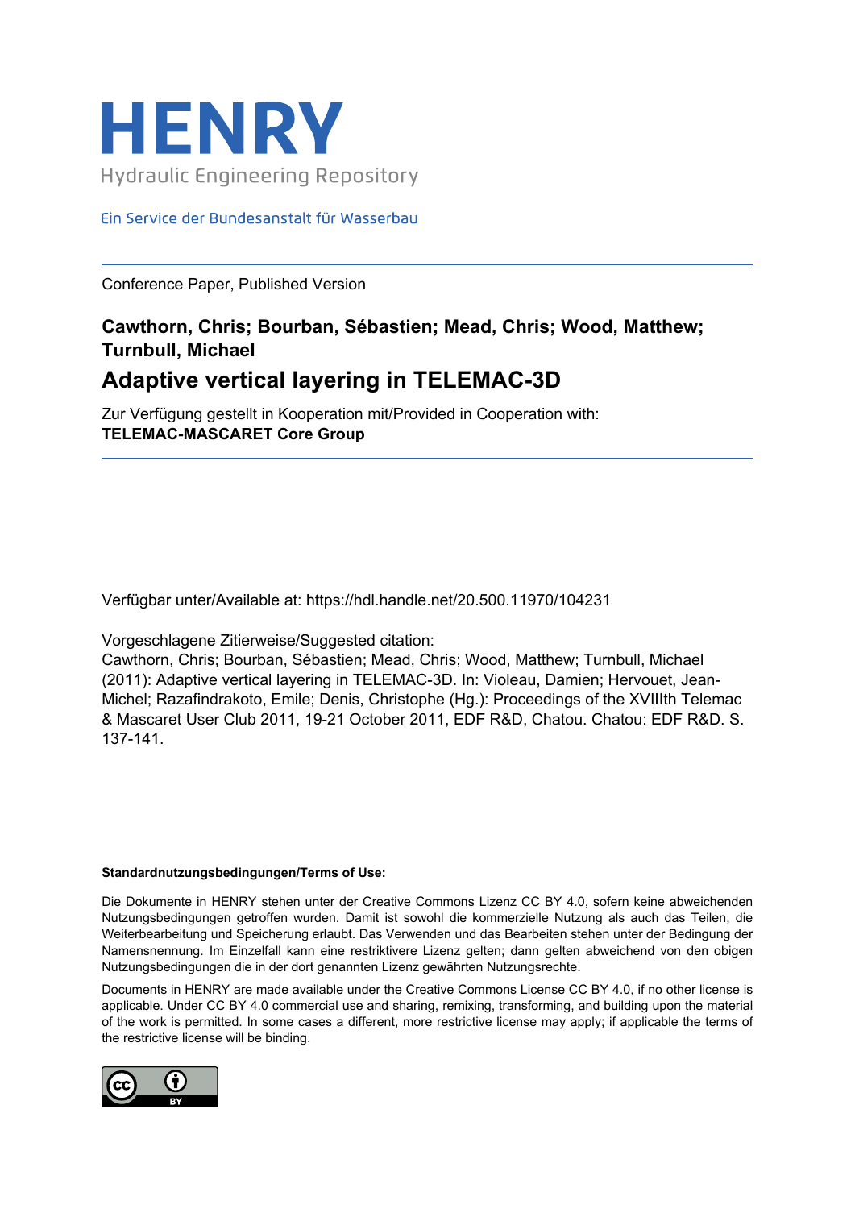# HENRY

Hydraulic Engineering Repository

Ein Service der Bundesanstalt für Wasserbau

---

Conference Paper, Published Version

**Cawthorn, Chris; Bourban, Sébastien; Mead, Chris; Wood, Matthew; Turnbull, Michael**

## Adaptive vertical layering in TELEMAC-3D

Zur Verfügung gestellt in Kooperation mit/Provided in Cooperation with:
**TELEMAC-MASCARET Core Group**

---

Verfügbar unter/Available at: https://hdl.handle.net/20.500.11970/104231

Vorgeschlagene Zitierweise/Suggested citation:
Cawthorn, Chris; Bourban, Sébastien; Mead, Chris; Wood, Matthew; Turnbull, Michael (2011): Adaptive vertical layering in TELEMAC-3D. In: Violeau, Damien; Hervouet, Jean-Michel; Razafindrakoto, Emile; Denis, Christophe (Hg.): Proceedings of the XVIIIth Telemac & Mascaret User Club 2011, 19-21 October 2011, EDF R&D, Chatou. Chatou: EDF R&D. S. 137-141.

**Standardnutzungsbedingungen/Terms of Use:**

Die Dokumente in HENRY stehen unter der Creative Commons Lizenz CC BY 4.0, sofern keine abweichenden Nutzungsbedingungen getroffen wurden. Damit ist sowohl die kommerzielle Nutzung als auch das Teilen, die Weiterbearbeitung und Speicherung erlaubt. Das Verwenden und das Bearbeiten stehen unter der Bedingung der Namensnennung. Im Einzelfall kann eine restriktivere Lizenz gelten; dann gelten abweichend von den obigen Nutzungsbedingungen die in der dort genannten Lizenz gewährten Nutzungsrechte.

Documents in HENRY are made available under the Creative Commons License CC BY 4.0, if no other license is applicable. Under CC BY 4.0 commercial use and sharing, remixing, transforming, and building upon the material of the work is permitted. In some cases a different, more restrictive license may apply; if applicable the terms of the restrictive license will be binding.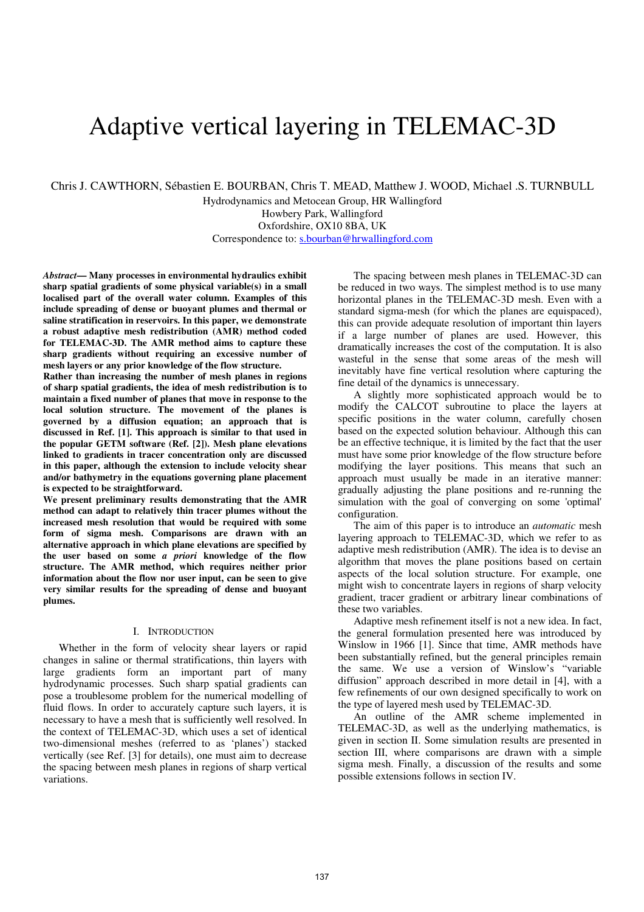# Adaptive vertical layering in TELEMAC-3D

Chris J. CAWTHORN, Sébastien E. BOURBAN, Chris T. MEAD, Matthew J. WOOD, Michael .S. TURNBULL

Hydrodynamics and Metocean Group, HR Wallingford
Howbery Park, Wallingford
Oxfordshire, OX10 8BA, UK
Correspondence to: s.bourban@hrwallingford.com

***Abstract*— Many processes in environmental hydraulics exhibit sharp spatial gradients of some physical variable(s) in a small localised part of the overall water column. Examples of this include spreading of dense or buoyant plumes and thermal or saline stratification in reservoirs. In this paper, we demonstrate a robust adaptive mesh redistribution (AMR) method coded for TELEMAC-3D. The AMR method aims to capture these sharp gradients without requiring an excessive number of mesh layers or any prior knowledge of the flow structure.**

**Rather than increasing the number of mesh planes in regions of sharp spatial gradients, the idea of mesh redistribution is to maintain a fixed number of planes that move in response to the local solution structure. The movement of the planes is governed by a diffusion equation; an approach that is discussed in Ref. [1]. This approach is similar to that used in the popular GETM software (Ref. [2]). Mesh plane elevations linked to gradients in tracer concentration only are discussed in this paper, although the extension to include velocity shear and/or bathymetry in the equations governing plane placement is expected to be straightforward.**

**We present preliminary results demonstrating that the AMR method can adapt to relatively thin tracer plumes without the increased mesh resolution that would be required with some form of sigma mesh. Comparisons are drawn with an alternative approach in which plane elevations are specified by the user based on some *a priori* knowledge of the flow structure. The AMR method, which requires neither prior information about the flow nor user input, can be seen to give very similar results for the spreading of dense and buoyant plumes.**

## I. Introduction

Whether in the form of velocity shear layers or rapid changes in saline or thermal stratifications, thin layers with large gradients form an important part of many hydrodynamic processes. Such sharp spatial gradients can pose a troublesome problem for the numerical modelling of fluid flows. In order to accurately capture such layers, it is necessary to have a mesh that is sufficiently well resolved. In the context of TELEMAC-3D, which uses a set of identical two-dimensional meshes (referred to as 'planes') stacked vertically (see Ref. [3] for details), one must aim to decrease the spacing between mesh planes in regions of sharp vertical variations.

The spacing between mesh planes in TELEMAC-3D can be reduced in two ways. The simplest method is to use many horizontal planes in the TELEMAC-3D mesh. Even with a standard sigma-mesh (for which the planes are equispaced), this can provide adequate resolution of important thin layers if a large number of planes are used. However, this dramatically increases the cost of the computation. It is also wasteful in the sense that some areas of the mesh will inevitably have fine vertical resolution where capturing the fine detail of the dynamics is unnecessary.

A slightly more sophisticated approach would be to modify the CALCOT subroutine to place the layers at specific positions in the water column, carefully chosen based on the expected solution behaviour. Although this can be an effective technique, it is limited by the fact that the user must have some prior knowledge of the flow structure before modifying the layer positions. This means that such an approach must usually be made in an iterative manner: gradually adjusting the plane positions and re-running the simulation with the goal of converging on some 'optimal' configuration.

The aim of this paper is to introduce an *automatic* mesh layering approach to TELEMAC-3D, which we refer to as adaptive mesh redistribution (AMR). The idea is to devise an algorithm that moves the plane positions based on certain aspects of the local solution structure. For example, one might wish to concentrate layers in regions of sharp velocity gradient, tracer gradient or arbitrary linear combinations of these two variables.

Adaptive mesh refinement itself is not a new idea. In fact, the general formulation presented here was introduced by Winslow in 1966 [1]. Since that time, AMR methods have been substantially refined, but the general principles remain the same. We use a version of Winslow's "variable diffusion" approach described in more detail in [4], with a few refinements of our own designed specifically to work on the type of layered mesh used by TELEMAC-3D.

An outline of the AMR scheme implemented in TELEMAC-3D, as well as the underlying mathematics, is given in section II. Some simulation results are presented in section III, where comparisons are drawn with a simple sigma mesh. Finally, a discussion of the results and some possible extensions follows in section IV.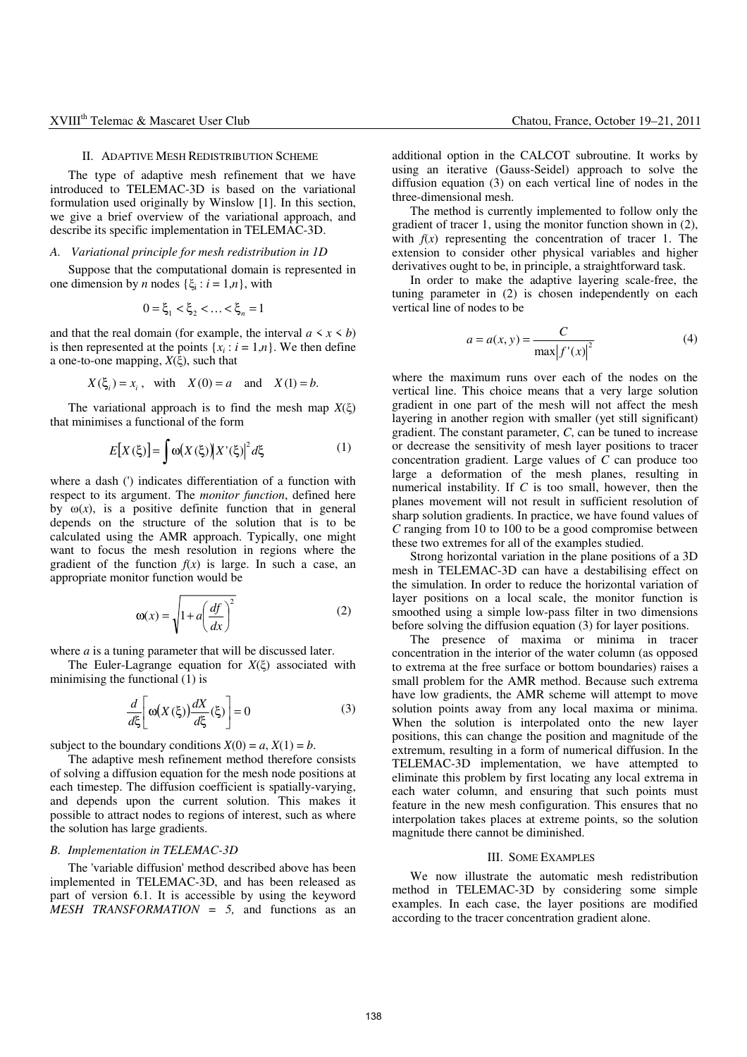## II. Adaptive Mesh Redistribution Scheme

The type of adaptive mesh refinement that we have introduced to TELEMAC-3D is based on the variational formulation used originally by Winslow [1]. In this section, we give a brief overview of the variational approach, and describe its specific implementation in TELEMAC-3D.

### A. Variational principle for mesh redistribution in 1D

Suppose that the computational domain is represented in one dimension by $n$ nodes $\{\xi_i : i = 1,n\}$, with

$$0 = \xi_1 < \xi_2 < \ldots < \xi_n = 1$$

and that the real domain (for example, the interval $a < x < b$) is then represented at the points $\{x_i : i = 1,n\}$. We then define a one-to-one mapping, $X(\xi)$, such that

$$X(\xi_i) = x_i, \quad \text{with} \quad X(0) = a \quad \text{and} \quad X(1) = b.$$

The variational approach is to find the mesh map $X(\xi)$ that minimises a functional of the form

$$E[X(\xi)] = \int \omega(X(\xi)) |X'(\xi)|^2 d\xi \tag{1}$$

where a dash (') indicates differentiation of a function with respect to its argument. The *monitor function*, defined here by $\omega(x)$, is a positive definite function that in general depends on the structure of the solution that is to be calculated using the AMR approach. Typically, one might want to focus the mesh resolution in regions where the gradient of the function $f(x)$ is large. In such a case, an appropriate monitor function would be

$$\omega(x) = \sqrt{1 + a\left(\frac{df}{dx}\right)^2} \tag{2}$$

where $a$ is a tuning parameter that will be discussed later.

The Euler-Lagrange equation for $X(\xi)$ associated with minimising the functional (1) is

$$\frac{d}{d\xi}\left[\omega(X(\xi))\frac{dX}{d\xi}(\xi)\right] = 0 \tag{3}$$

subject to the boundary conditions $X(0) = a$, $X(1) = b$.

The adaptive mesh refinement method therefore consists of solving a diffusion equation for the mesh node positions at each timestep. The diffusion coefficient is spatially-varying, and depends upon the current solution. This makes it possible to attract nodes to regions of interest, such as where the solution has large gradients.

### B. Implementation in TELEMAC-3D

The 'variable diffusion' method described above has been implemented in TELEMAC-3D, and has been released as part of version 6.1. It is accessible by using the keyword *MESH TRANSFORMATION = 5,* and functions as an additional option in the CALCOT subroutine. It works by using an iterative (Gauss-Seidel) approach to solve the diffusion equation (3) on each vertical line of nodes in the three-dimensional mesh.

The method is currently implemented to follow only the gradient of tracer 1, using the monitor function shown in (2), with $f(x)$ representing the concentration of tracer 1. The extension to consider other physical variables and higher derivatives ought to be, in principle, a straightforward task.

In order to make the adaptive layering scale-free, the tuning parameter in (2) is chosen independently on each vertical line of nodes to be

$$a = a(x, y) = \frac{C}{\max|f'(x)|^2} \tag{4}$$

where the maximum runs over each of the nodes on the vertical line. This choice means that a very large solution gradient in one part of the mesh will not affect the mesh layering in another region with smaller (yet still significant) gradient. The constant parameter, $C$, can be tuned to increase or decrease the sensitivity of mesh layer positions to tracer concentration gradient. Large values of $C$ can produce too large a deformation of the mesh planes, resulting in numerical instability. If $C$ is too small, however, then the planes movement will not result in sufficient resolution of sharp solution gradients. In practice, we have found values of $C$ ranging from 10 to 100 to be a good compromise between these two extremes for all of the examples studied.

Strong horizontal variation in the plane positions of a 3D mesh in TELEMAC-3D can have a destabilising effect on the simulation. In order to reduce the horizontal variation of layer positions on a local scale, the monitor function is smoothed using a simple low-pass filter in two dimensions before solving the diffusion equation (3) for layer positions.

The presence of maxima or minima in tracer concentration in the interior of the water column (as opposed to extrema at the free surface or bottom boundaries) raises a small problem for the AMR method. Because such extrema have low gradients, the AMR scheme will attempt to move solution points away from any local maxima or minima. When the solution is interpolated onto the new layer positions, this can change the position and magnitude of the extremum, resulting in a form of numerical diffusion. In the TELEMAC-3D implementation, we have attempted to eliminate this problem by first locating any local extrema in each water column, and ensuring that such points must feature in the new mesh configuration. This ensures that no interpolation takes places at extreme points, so the solution magnitude there cannot be diminished.

## III. Some Examples

We now illustrate the automatic mesh redistribution method in TELEMAC-3D by considering some simple examples. In each case, the layer positions are modified according to the tracer concentration gradient alone.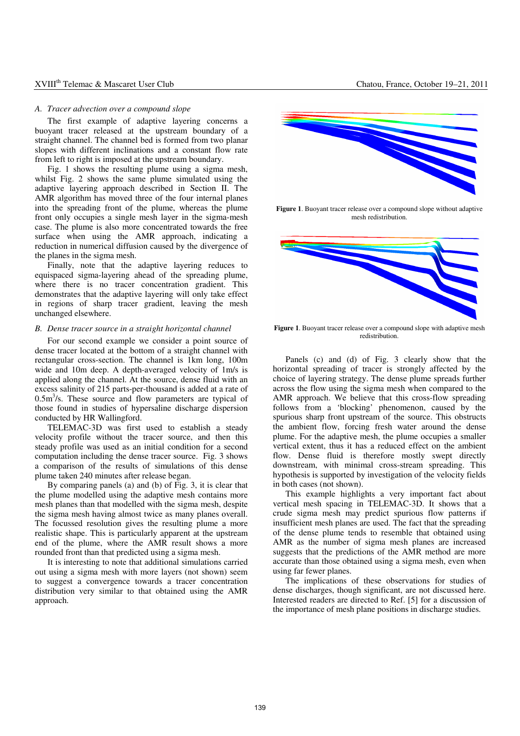### A. Tracer advection over a compound slope

The first example of adaptive layering concerns a buoyant tracer released at the upstream boundary of a straight channel. The channel bed is formed from two planar slopes with different inclinations and a constant flow rate from left to right is imposed at the upstream boundary.

Fig. 1 shows the resulting plume using a sigma mesh, whilst Fig. 2 shows the same plume simulated using the adaptive layering approach described in Section II. The AMR algorithm has moved three of the four internal planes into the spreading front of the plume, whereas the plume front only occupies a single mesh layer in the sigma-mesh case. The plume is also more concentrated towards the free surface when using the AMR approach, indicating a reduction in numerical diffusion caused by the divergence of the planes in the sigma mesh.

Finally, note that the adaptive layering reduces to equispaced sigma-layering ahead of the spreading plume, where there is no tracer concentration gradient. This demonstrates that the adaptive layering will only take effect in regions of sharp tracer gradient, leaving the mesh unchanged elsewhere.

### B. Dense tracer source in a straight horizontal channel

For our second example we consider a point source of dense tracer located at the bottom of a straight channel with rectangular cross-section. The channel is 1km long, 100m wide and 10m deep. A depth-averaged velocity of 1m/s is applied along the channel. At the source, dense fluid with an excess salinity of 215 parts-per-thousand is added at a rate of $0.5\text{m}^3/\text{s}$. These source and flow parameters are typical of those found in studies of hypersaline discharge dispersion conducted by HR Wallingford.

TELEMAC-3D was first used to establish a steady velocity profile without the tracer source, and then this steady profile was used as an initial condition for a second computation including the dense tracer source. Fig. 3 shows a comparison of the results of simulations of this dense plume taken 240 minutes after release began.

By comparing panels (a) and (b) of Fig. 3, it is clear that the plume modelled using the adaptive mesh contains more mesh planes than that modelled with the sigma mesh, despite the sigma mesh having almost twice as many planes overall. The focussed resolution gives the resulting plume a more realistic shape. This is particularly apparent at the upstream end of the plume, where the AMR result shows a more rounded front than that predicted using a sigma mesh.

It is interesting to note that additional simulations carried out using a sigma mesh with more layers (not shown) seem to suggest a convergence towards a tracer concentration distribution very similar to that obtained using the AMR approach.

**Figure 1**. Buoyant tracer release over a compound slope without adaptive mesh redistribution.

**Figure 1**. Buoyant tracer release over a compound slope with adaptive mesh redistribution.

Panels (c) and (d) of Fig. 3 clearly show that the horizontal spreading of tracer is strongly affected by the choice of layering strategy. The dense plume spreads further across the flow using the sigma mesh when compared to the AMR approach. We believe that this cross-flow spreading follows from a 'blocking' phenomenon, caused by the spurious sharp front upstream of the source. This obstructs the ambient flow, forcing fresh water around the dense plume. For the adaptive mesh, the plume occupies a smaller vertical extent, thus it has a reduced effect on the ambient flow. Dense fluid is therefore mostly swept directly downstream, with minimal cross-stream spreading. This hypothesis is supported by investigation of the velocity fields in both cases (not shown).

This example highlights a very important fact about vertical mesh spacing in TELEMAC-3D. It shows that a crude sigma mesh may predict spurious flow patterns if insufficient mesh planes are used. The fact that the spreading of the dense plume tends to resemble that obtained using AMR as the number of sigma mesh planes are increased suggests that the predictions of the AMR method are more accurate than those obtained using a sigma mesh, even when using far fewer planes.

The implications of these observations for studies of dense discharges, though significant, are not discussed here. Interested readers are directed to Ref. [5] for a discussion of the importance of mesh plane positions in discharge studies.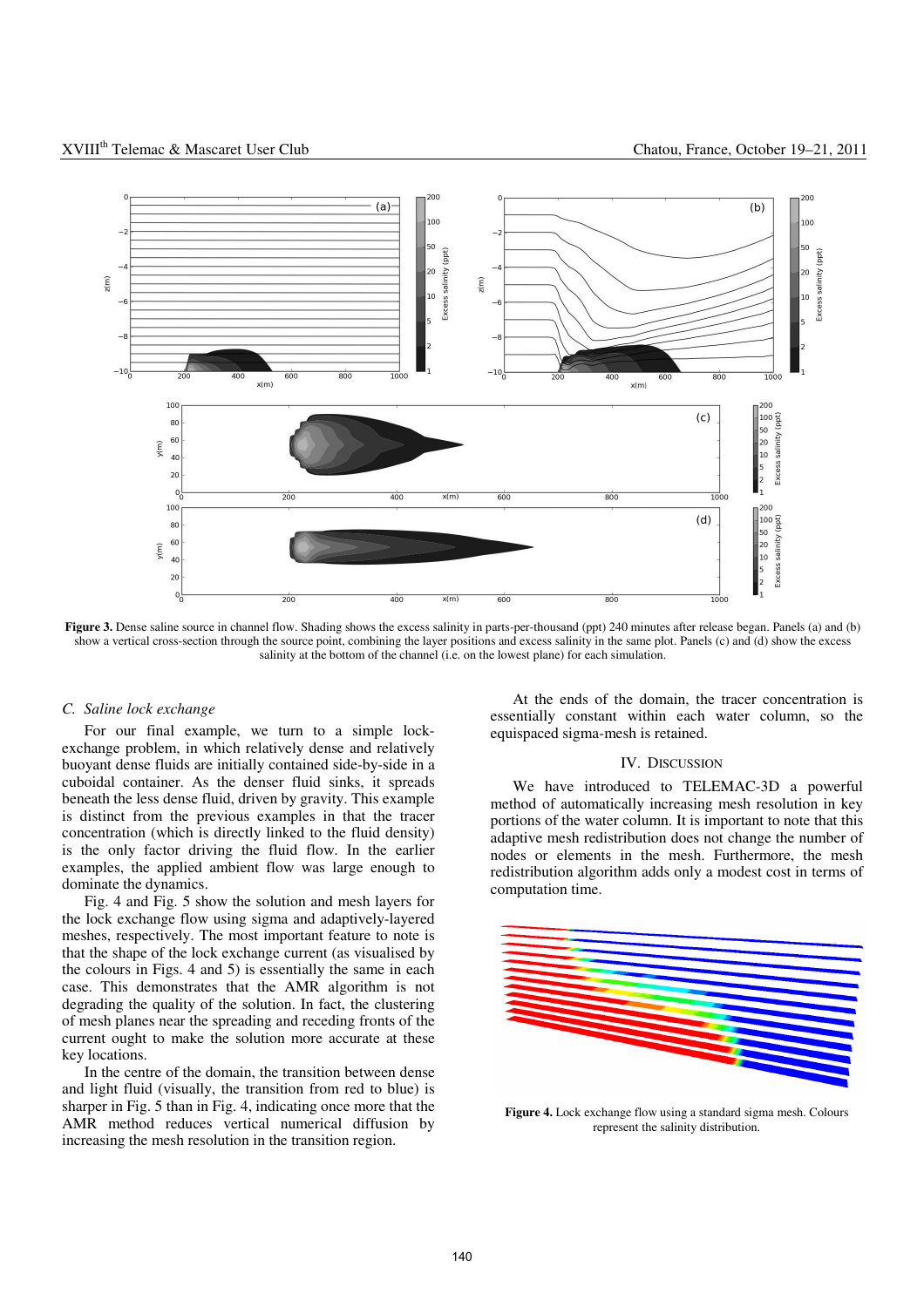**Figure 3.** Dense saline source in channel flow. Shading shows the excess salinity in parts-per-thousand (ppt) 240 minutes after release began. Panels (a) and (b) show a vertical cross-section through the source point, combining the layer positions and excess salinity in the same plot. Panels (c) and (d) show the excess salinity at the bottom of the channel (i.e. on the lowest plane) for each simulation.

### *C. Saline lock exchange*

For our final example, we turn to a simple lock-exchange problem, in which relatively dense and relatively buoyant dense fluids are initially contained side-by-side in a cuboidal container. As the denser fluid sinks, it spreads beneath the less dense fluid, driven by gravity. This example is distinct from the previous examples in that the tracer concentration (which is directly linked to the fluid density) is the only factor driving the fluid flow. In the earlier examples, the applied ambient flow was large enough to dominate the dynamics.

Fig. 4 and Fig. 5 show the solution and mesh layers for the lock exchange flow using sigma and adaptively-layered meshes, respectively. The most important feature to note is that the shape of the lock exchange current (as visualised by the colours in Figs. 4 and 5) is essentially the same in each case. This demonstrates that the AMR algorithm is not degrading the quality of the solution. In fact, the clustering of mesh planes near the spreading and receding fronts of the current ought to make the solution more accurate at these key locations.

In the centre of the domain, the transition between dense and light fluid (visually, the transition from red to blue) is sharper in Fig. 5 than in Fig. 4, indicating once more that the AMR method reduces vertical numerical diffusion by increasing the mesh resolution in the transition region.

At the ends of the domain, the tracer concentration is essentially constant within each water column, so the equispaced sigma-mesh is retained.

## IV. Discussion

We have introduced to TELEMAC-3D a powerful method of automatically increasing mesh resolution in key portions of the water column. It is important to note that this adaptive mesh redistribution does not change the number of nodes or elements in the mesh. Furthermore, the mesh redistribution algorithm adds only a modest cost in terms of computation time.

**Figure 4.** Lock exchange flow using a standard sigma mesh. Colours represent the salinity distribution.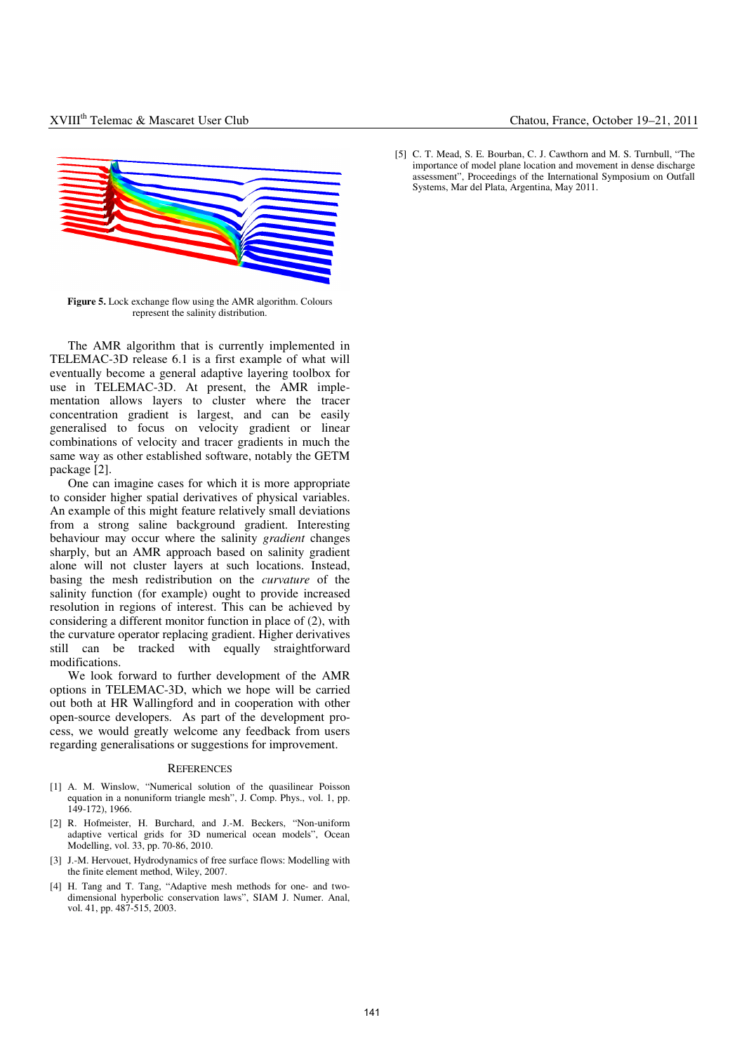**Figure 5.** Lock exchange flow using the AMR algorithm. Colours represent the salinity distribution.

The AMR algorithm that is currently implemented in TELEMAC-3D release 6.1 is a first example of what will eventually become a general adaptive layering toolbox for use in TELEMAC-3D. At present, the AMR implementation allows layers to cluster where the tracer concentration gradient is largest, and can be easily generalised to focus on velocity gradient or linear combinations of velocity and tracer gradients in much the same way as other established software, notably the GETM package [2].

One can imagine cases for which it is more appropriate to consider higher spatial derivatives of physical variables. An example of this might feature relatively small deviations from a strong saline background gradient. Interesting behaviour may occur where the salinity *gradient* changes sharply, but an AMR approach based on salinity gradient alone will not cluster layers at such locations. Instead, basing the mesh redistribution on the *curvature* of the salinity function (for example) ought to provide increased resolution in regions of interest. This can be achieved by considering a different monitor function in place of (2), with the curvature operator replacing gradient. Higher derivatives still can be tracked with equally straightforward modifications.

We look forward to further development of the AMR options in TELEMAC-3D, which we hope will be carried out both at HR Wallingford and in cooperation with other open-source developers. As part of the development process, we would greatly welcome any feedback from users regarding generalisations or suggestions for improvement.

## References

[1] A. M. Winslow, "Numerical solution of the quasilinear Poisson equation in a nonuniform triangle mesh", J. Comp. Phys., vol. 1, pp. 149-172), 1966.

[2] R. Hofmeister, H. Burchard, and J.-M. Beckers, "Non-uniform adaptive vertical grids for 3D numerical ocean models", Ocean Modelling, vol. 33, pp. 70-86, 2010.

[3] J.-M. Hervouet, Hydrodynamics of free surface flows: Modelling with the finite element method, Wiley, 2007.

[4] H. Tang and T. Tang, "Adaptive mesh methods for one- and two-dimensional hyperbolic conservation laws", SIAM J. Numer. Anal, vol. 41, pp. 487-515, 2003.

[5] C. T. Mead, S. E. Bourban, C. J. Cawthorn and M. S. Turnbull, "The importance of model plane location and movement in dense discharge assessment", Proceedings of the International Symposium on Outfall Systems, Mar del Plata, Argentina, May 2011.